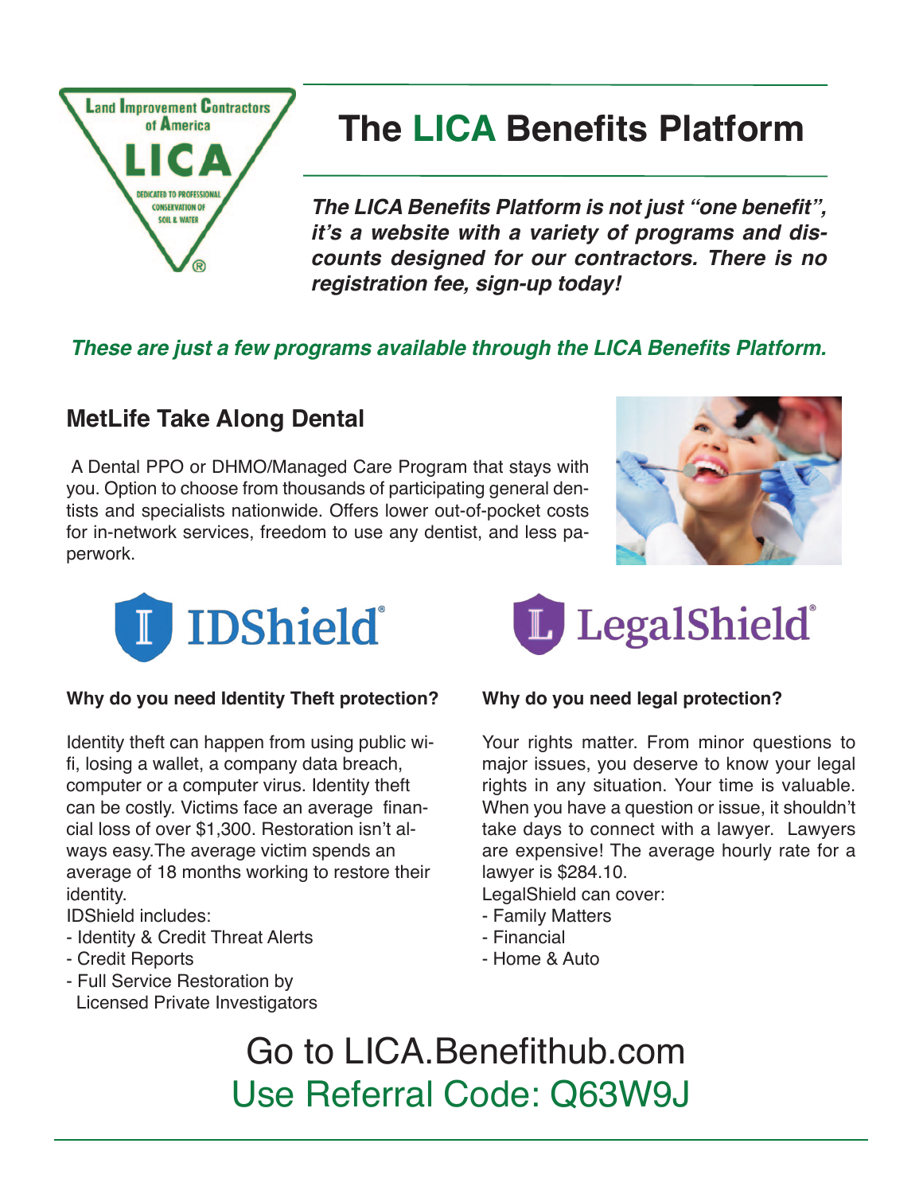# The LICA Benefits Platform

***The LICA Benefits Platform is not just "one benefit", it's a website with a variety of programs and discounts designed for our contractors. There is no registration fee, sign-up today!***

***These are just a few programs available through the LICA Benefits Platform.***

## MetLife Take Along Dental

A Dental PPO or DHMO/Managed Care Program that stays with you. Option to choose from thousands of participating general dentists and specialists nationwide. Offers lower out-of-pocket costs for in-network services, freedom to use any dentist, and less paperwork.

## IDShield

**Why do you need Identity Theft protection?**

Identity theft can happen from using public wi-fi, losing a wallet, a company data breach, computer or a computer virus. Identity theft can be costly. Victims face an average financial loss of over $1,300. Restoration isn't always easy.The average victim spends an average of 18 months working to restore their identity.

IDShield includes:

- Identity & Credit Threat Alerts
- Credit Reports
- Full Service Restoration by Licensed Private Investigators

## LegalShield

**Why do you need legal protection?**

Your rights matter. From minor questions to major issues, you deserve to know your legal rights in any situation. Your time is valuable. When you have a question or issue, it shouldn't take days to connect with a lawyer. Lawyers are expensive! The average hourly rate for a lawyer is $284.10.

LegalShield can cover:

- Family Matters
- Financial
- Home & Auto

Go to LICA.Benefithub.com

Use Referral Code: Q63W9J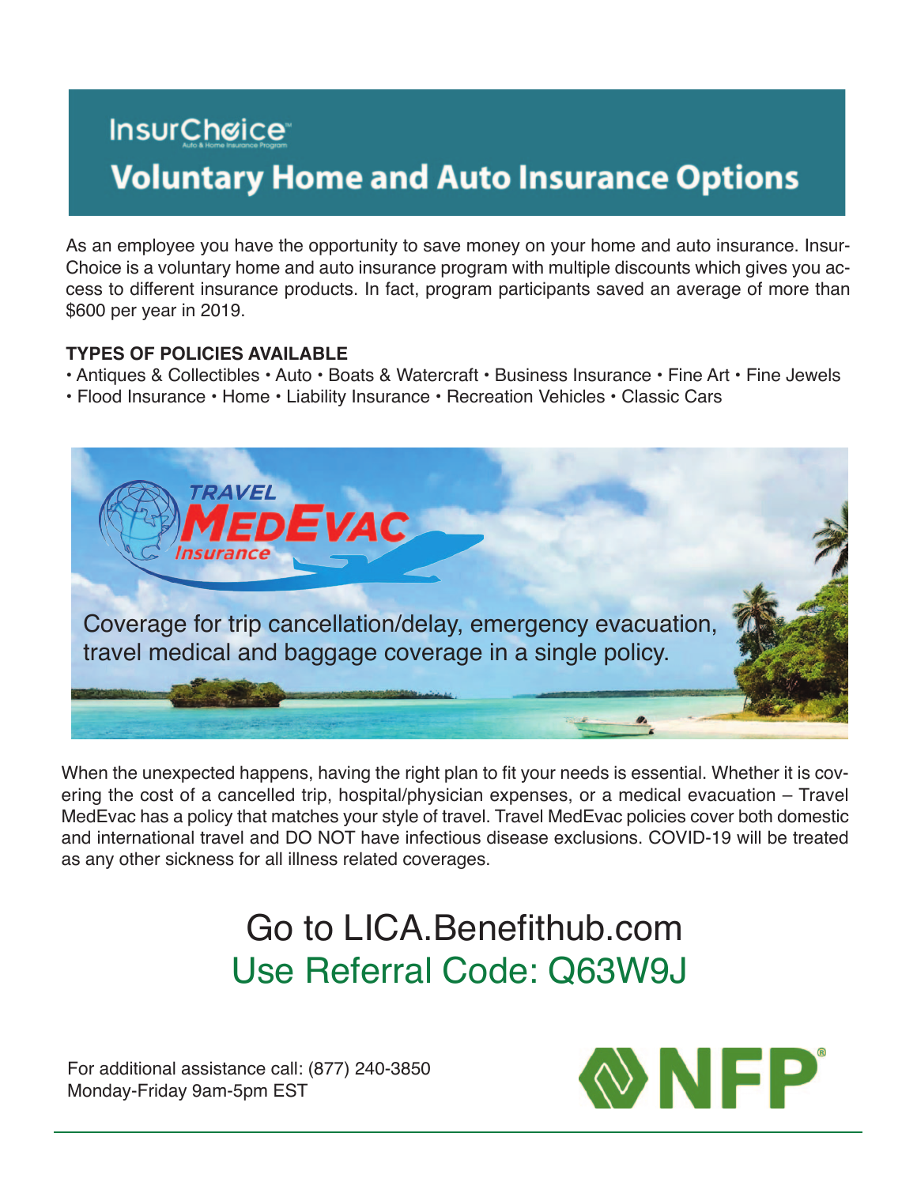InsurChoice

Auto & Home Insurance Program

# Voluntary Home and Auto Insurance Options

As an employee you have the opportunity to save money on your home and auto insurance. InsurChoice is a voluntary home and auto insurance program with multiple discounts which gives you access to different insurance products. In fact, program participants saved an average of more than $600 per year in 2019.

**TYPES OF POLICIES AVAILABLE**

• Antiques & Collectibles • Auto • Boats & Watercraft • Business Insurance • Fine Art • Fine Jewels • Flood Insurance • Home • Liability Insurance • Recreation Vehicles • Classic Cars

TRAVEL MEDEVAC Insurance

Coverage for trip cancellation/delay, emergency evacuation, travel medical and baggage coverage in a single policy.

When the unexpected happens, having the right plan to fit your needs is essential. Whether it is covering the cost of a cancelled trip, hospital/physician expenses, or a medical evacuation – Travel MedEvac has a policy that matches your style of travel. Travel MedEvac policies cover both domestic and international travel and DO NOT have infectious disease exclusions. COVID-19 will be treated as any other sickness for all illness related coverages.

## Go to LICA.Benefithub.com
## Use Referral Code: Q63W9J

For additional assistance call: (877) 240-3850
Monday-Friday 9am-5pm EST

NFP®